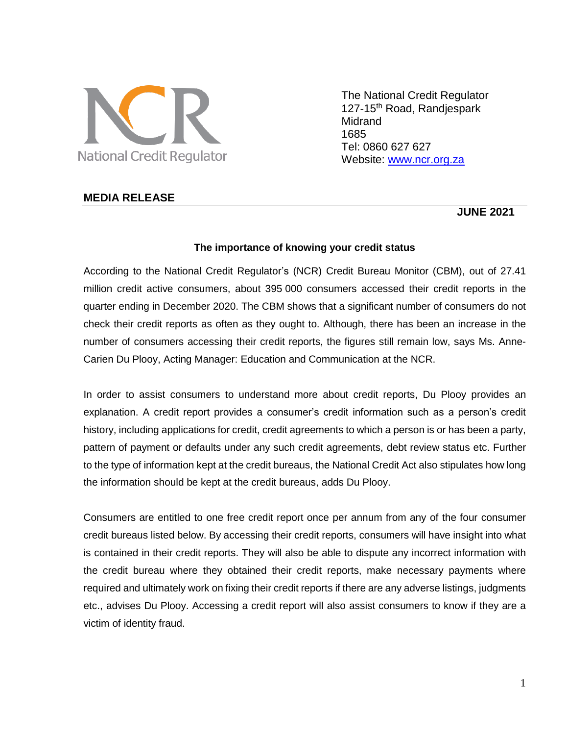National Credit Regulator

The National Credit Regulator
127-15th Road, Randjespark
Midrand
1685
Tel: 0860 627 627
Website: [www.ncr.org.za](http://www.ncr.org.za)

**MEDIA RELEASE**

**JUNE 2021**

**The importance of knowing your credit status**

According to the National Credit Regulator's (NCR) Credit Bureau Monitor (CBM), out of 27.41 million credit active consumers, about 395 000 consumers accessed their credit reports in the quarter ending in December 2020. The CBM shows that a significant number of consumers do not check their credit reports as often as they ought to. Although, there has been an increase in the number of consumers accessing their credit reports, the figures still remain low, says Ms. Anne-Carien Du Plooy, Acting Manager: Education and Communication at the NCR.

In order to assist consumers to understand more about credit reports, Du Plooy provides an explanation. A credit report provides a consumer's credit information such as a person's credit history, including applications for credit, credit agreements to which a person is or has been a party, pattern of payment or defaults under any such credit agreements, debt review status etc. Further to the type of information kept at the credit bureaus, the National Credit Act also stipulates how long the information should be kept at the credit bureaus, adds Du Plooy.

Consumers are entitled to one free credit report once per annum from any of the four consumer credit bureaus listed below. By accessing their credit reports, consumers will have insight into what is contained in their credit reports. They will also be able to dispute any incorrect information with the credit bureau where they obtained their credit reports, make necessary payments where required and ultimately work on fixing their credit reports if there are any adverse listings, judgments etc., advises Du Plooy. Accessing a credit report will also assist consumers to know if they are a victim of identity fraud.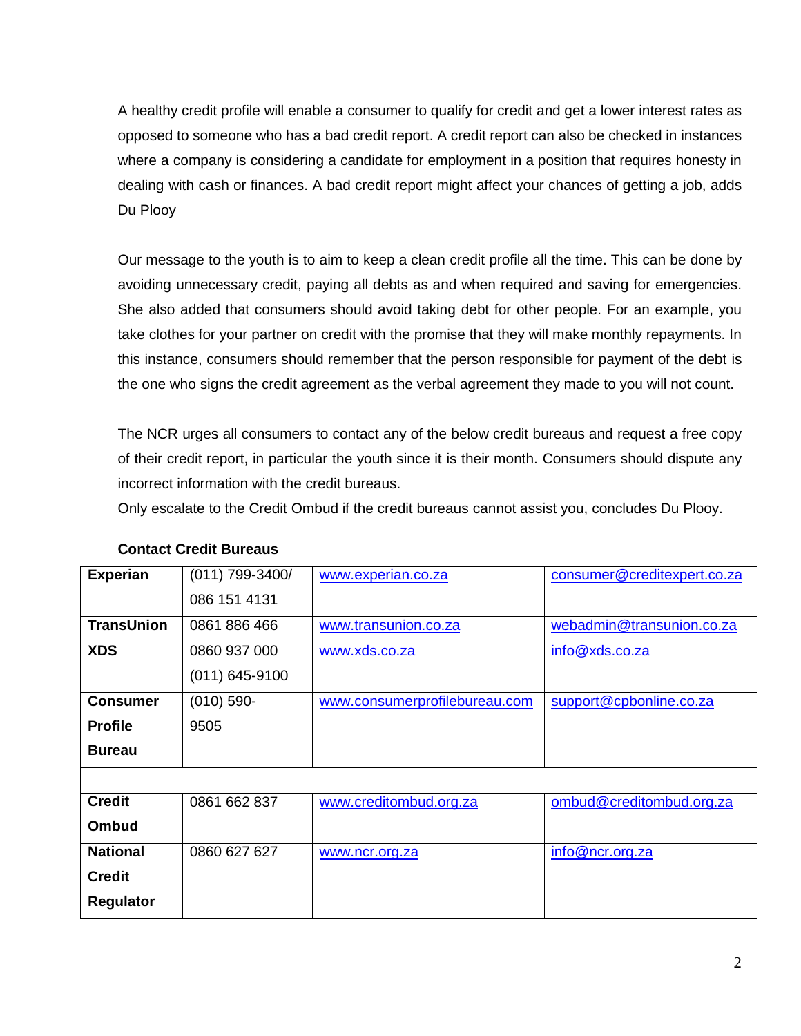A healthy credit profile will enable a consumer to qualify for credit and get a lower interest rates as opposed to someone who has a bad credit report. A credit report can also be checked in instances where a company is considering a candidate for employment in a position that requires honesty in dealing with cash or finances. A bad credit report might affect your chances of getting a job, adds Du Plooy

Our message to the youth is to aim to keep a clean credit profile all the time. This can be done by avoiding unnecessary credit, paying all debts as and when required and saving for emergencies. She also added that consumers should avoid taking debt for other people. For an example, you take clothes for your partner on credit with the promise that they will make monthly repayments. In this instance, consumers should remember that the person responsible for payment of the debt is the one who signs the credit agreement as the verbal agreement they made to you will not count.

The NCR urges all consumers to contact any of the below credit bureaus and request a free copy of their credit report, in particular the youth since it is their month. Consumers should dispute any incorrect information with the credit bureaus.

Only escalate to the Credit Ombud if the credit bureaus cannot assist you, concludes Du Plooy.

**Contact Credit Bureaus**

| | | | |
|---|---|---|---|
| **Experian** | (011) 799-3400/ 086 151 4131 | www.experian.co.za | consumer@creditexpert.co.za |
| **TransUnion** | 0861 886 466 | www.transunion.co.za | webadmin@transunion.co.za |
| **XDS** | 0860 937 000 (011) 645-9100 | www.xds.co.za | info@xds.co.za |
| **Consumer Profile Bureau** | (010) 590-9505 | www.consumerprofilebureau.com | support@cpbonline.co.za |
| | | | |
| **Credit Ombud** | 0861 662 837 | www.creditombud.org.za | ombud@creditombud.org.za |
| **National Credit Regulator** | 0860 627 627 | www.ncr.org.za | info@ncr.org.za |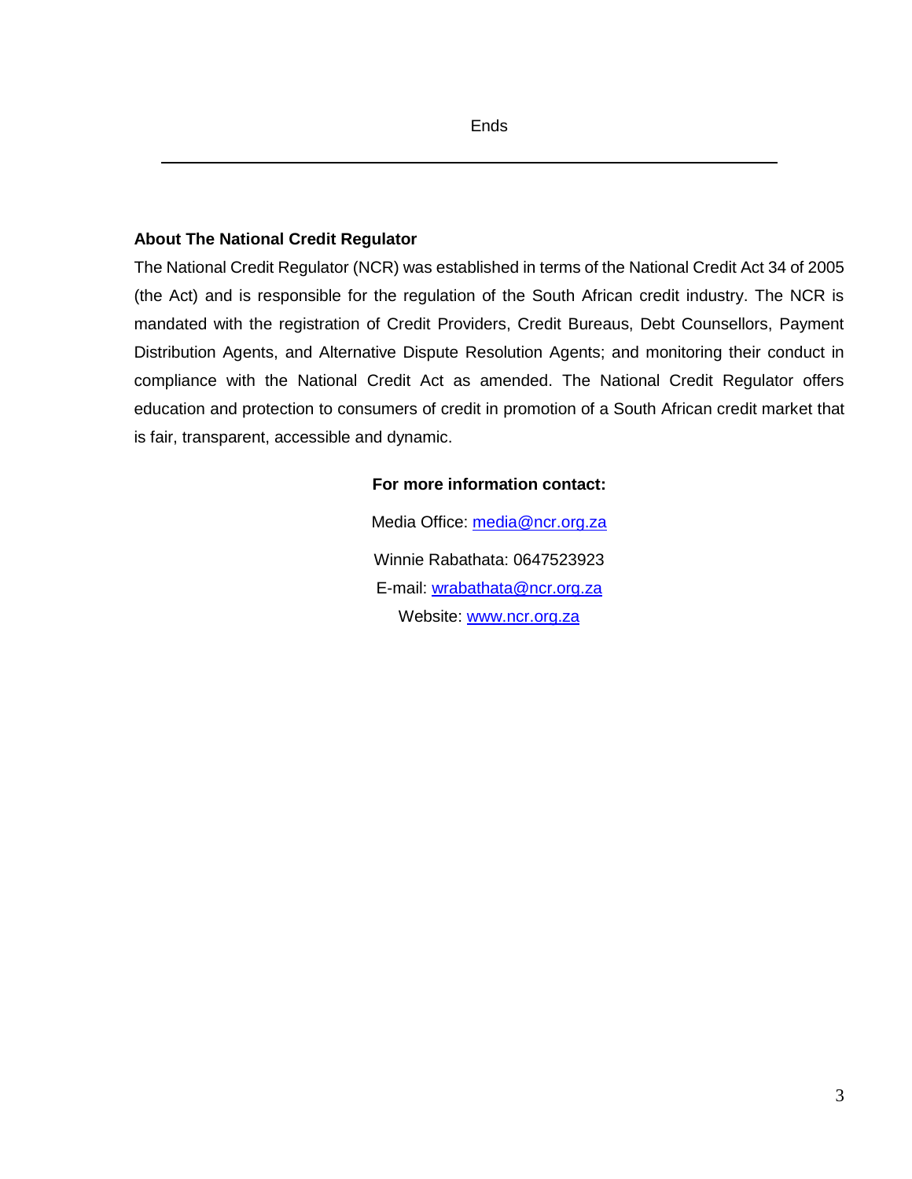Ends

---

**About The National Credit Regulator**

The National Credit Regulator (NCR) was established in terms of the National Credit Act 34 of 2005 (the Act) and is responsible for the regulation of the South African credit industry. The NCR is mandated with the registration of Credit Providers, Credit Bureaus, Debt Counsellors, Payment Distribution Agents, and Alternative Dispute Resolution Agents; and monitoring their conduct in compliance with the National Credit Act as amended. The National Credit Regulator offers education and protection to consumers of credit in promotion of a South African credit market that is fair, transparent, accessible and dynamic.

**For more information contact:**

Media Office: media@ncr.org.za

Winnie Rabathata: 0647523923

E-mail: wrabathata@ncr.org.za

Website: www.ncr.org.za